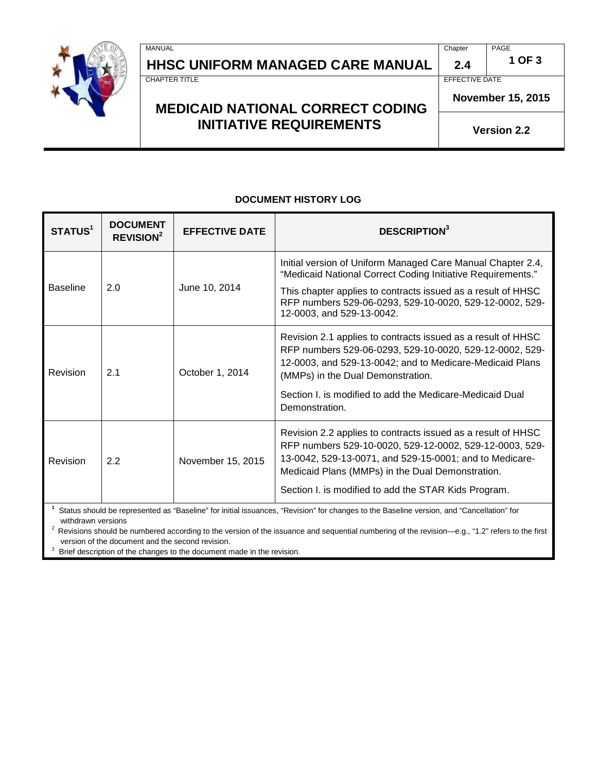# HHSC UNIFORM MANAGED CARE MANUAL

Chapter 2.4

## MEDICAID NATIONAL CORRECT CODING INITIATIVE REQUIREMENTS

EFFECTIVE DATE: November 15, 2015

Version 2.2

### DOCUMENT HISTORY LOG

| STATUS[1] | DOCUMENT REVISION[2] | EFFECTIVE DATE | DESCRIPTION[3] |
|---|---|---|---|
| Baseline | 2.0 | June 10, 2014 | Initial version of Uniform Managed Care Manual Chapter 2.4, "Medicaid National Correct Coding Initiative Requirements."<br><br>This chapter applies to contracts issued as a result of HHSC RFP numbers 529-06-0293, 529-10-0020, 529-12-0002, 529-12-0003, and 529-13-0042. |
| Revision | 2.1 | October 1, 2014 | Revision 2.1 applies to contracts issued as a result of HHSC RFP numbers 529-06-0293, 529-10-0020, 529-12-0002, 529-12-0003, and 529-13-0042; and to Medicare-Medicaid Plans (MMPs) in the Dual Demonstration.<br><br>Section I. is modified to add the Medicare-Medicaid Dual Demonstration. |
| Revision | 2.2 | November 15, 2015 | Revision 2.2 applies to contracts issued as a result of HHSC RFP numbers 529-10-0020, 529-12-0002, 529-12-0003, 529-13-0042, 529-13-0071, and 529-15-0001; and to Medicare-Medicaid Plans (MMPs) in the Dual Demonstration.<br><br>Section I. is modified to add the STAR Kids Program. |

[1] Status should be represented as "Baseline" for initial issuances, "Revision" for changes to the Baseline version, and "Cancellation" for withdrawn versions

[2] Revisions should be numbered according to the version of the issuance and sequential numbering of the revision—e.g., "1.2" refers to the first version of the document and the second revision.

[3] Brief description of the changes to the document made in the revision.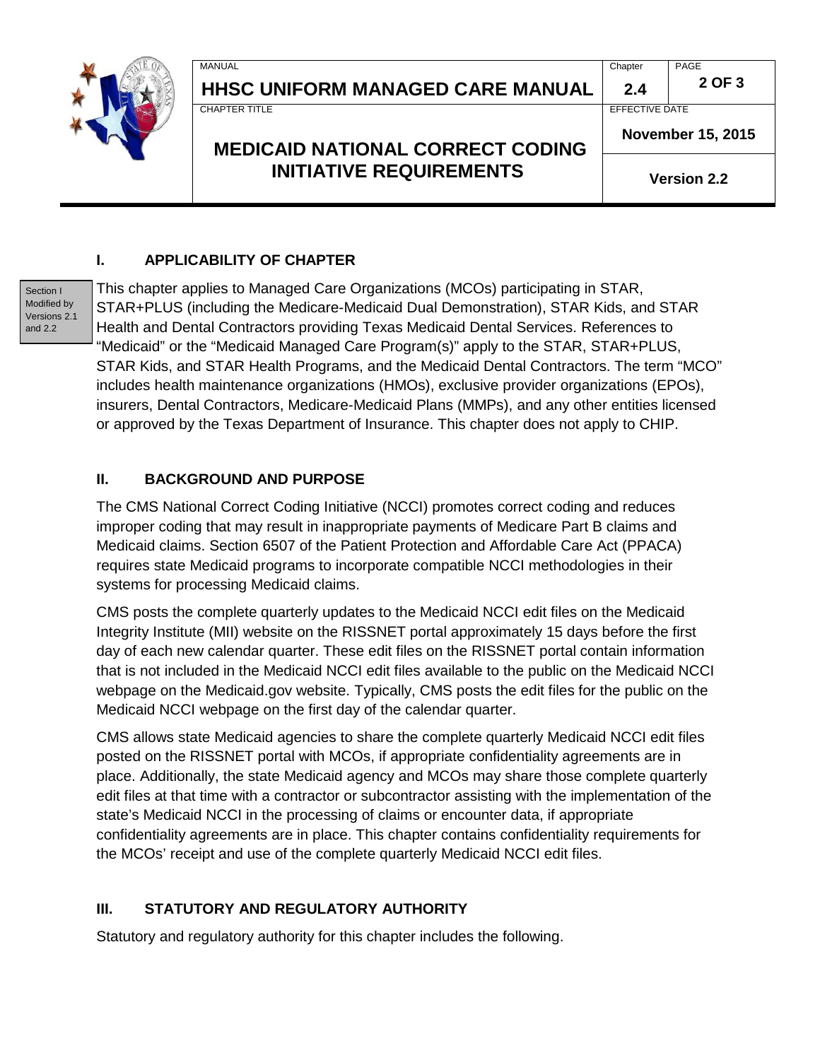## I. APPLICABILITY OF CHAPTER

Section I Modified by Versions 2.1 and 2.2

This chapter applies to Managed Care Organizations (MCOs) participating in STAR, STAR+PLUS (including the Medicare-Medicaid Dual Demonstration), STAR Kids, and STAR Health and Dental Contractors providing Texas Medicaid Dental Services. References to "Medicaid" or the "Medicaid Managed Care Program(s)" apply to the STAR, STAR+PLUS, STAR Kids, and STAR Health Programs, and the Medicaid Dental Contractors. The term "MCO" includes health maintenance organizations (HMOs), exclusive provider organizations (EPOs), insurers, Dental Contractors, Medicare-Medicaid Plans (MMPs), and any other entities licensed or approved by the Texas Department of Insurance. This chapter does not apply to CHIP.

## II. BACKGROUND AND PURPOSE

The CMS National Correct Coding Initiative (NCCI) promotes correct coding and reduces improper coding that may result in inappropriate payments of Medicare Part B claims and Medicaid claims. Section 6507 of the Patient Protection and Affordable Care Act (PPACA) requires state Medicaid programs to incorporate compatible NCCI methodologies in their systems for processing Medicaid claims.

CMS posts the complete quarterly updates to the Medicaid NCCI edit files on the Medicaid Integrity Institute (MII) website on the RISSNET portal approximately 15 days before the first day of each new calendar quarter. These edit files on the RISSNET portal contain information that is not included in the Medicaid NCCI edit files available to the public on the Medicaid NCCI webpage on the Medicaid.gov website. Typically, CMS posts the edit files for the public on the Medicaid NCCI webpage on the first day of the calendar quarter.

CMS allows state Medicaid agencies to share the complete quarterly Medicaid NCCI edit files posted on the RISSNET portal with MCOs, if appropriate confidentiality agreements are in place. Additionally, the state Medicaid agency and MCOs may share those complete quarterly edit files at that time with a contractor or subcontractor assisting with the implementation of the state's Medicaid NCCI in the processing of claims or encounter data, if appropriate confidentiality agreements are in place. This chapter contains confidentiality requirements for the MCOs' receipt and use of the complete quarterly Medicaid NCCI edit files.

## III. STATUTORY AND REGULATORY AUTHORITY

Statutory and regulatory authority for this chapter includes the following.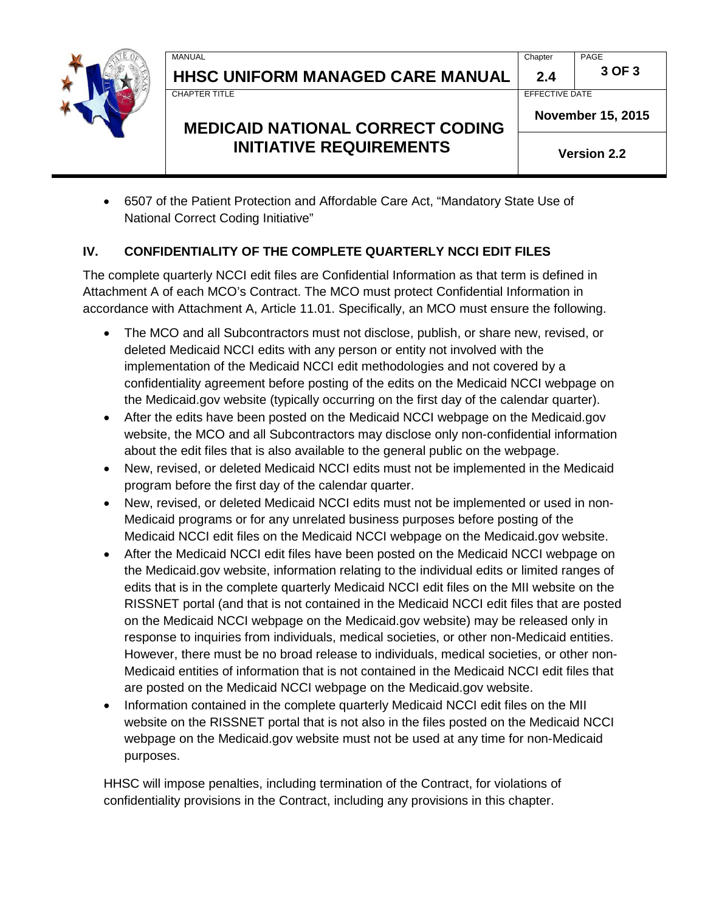- 6507 of the Patient Protection and Affordable Care Act, "Mandatory State Use of National Correct Coding Initiative"

## IV. CONFIDENTIALITY OF THE COMPLETE QUARTERLY NCCI EDIT FILES

The complete quarterly NCCI edit files are Confidential Information as that term is defined in Attachment A of each MCO's Contract. The MCO must protect Confidential Information in accordance with Attachment A, Article 11.01. Specifically, an MCO must ensure the following.

- The MCO and all Subcontractors must not disclose, publish, or share new, revised, or deleted Medicaid NCCI edits with any person or entity not involved with the implementation of the Medicaid NCCI edit methodologies and not covered by a confidentiality agreement before posting of the edits on the Medicaid NCCI webpage on the Medicaid.gov website (typically occurring on the first day of the calendar quarter).
- After the edits have been posted on the Medicaid NCCI webpage on the Medicaid.gov website, the MCO and all Subcontractors may disclose only non-confidential information about the edit files that is also available to the general public on the webpage.
- New, revised, or deleted Medicaid NCCI edits must not be implemented in the Medicaid program before the first day of the calendar quarter.
- New, revised, or deleted Medicaid NCCI edits must not be implemented or used in non-Medicaid programs or for any unrelated business purposes before posting of the Medicaid NCCI edit files on the Medicaid NCCI webpage on the Medicaid.gov website.
- After the Medicaid NCCI edit files have been posted on the Medicaid NCCI webpage on the Medicaid.gov website, information relating to the individual edits or limited ranges of edits that is in the complete quarterly Medicaid NCCI edit files on the MII website on the RISSNET portal (and that is not contained in the Medicaid NCCI edit files that are posted on the Medicaid NCCI webpage on the Medicaid.gov website) may be released only in response to inquiries from individuals, medical societies, or other non-Medicaid entities. However, there must be no broad release to individuals, medical societies, or other non-Medicaid entities of information that is not contained in the Medicaid NCCI edit files that are posted on the Medicaid NCCI webpage on the Medicaid.gov website.
- Information contained in the complete quarterly Medicaid NCCI edit files on the MII website on the RISSNET portal that is not also in the files posted on the Medicaid NCCI webpage on the Medicaid.gov website must not be used at any time for non-Medicaid purposes.

HHSC will impose penalties, including termination of the Contract, for violations of confidentiality provisions in the Contract, including any provisions in this chapter.